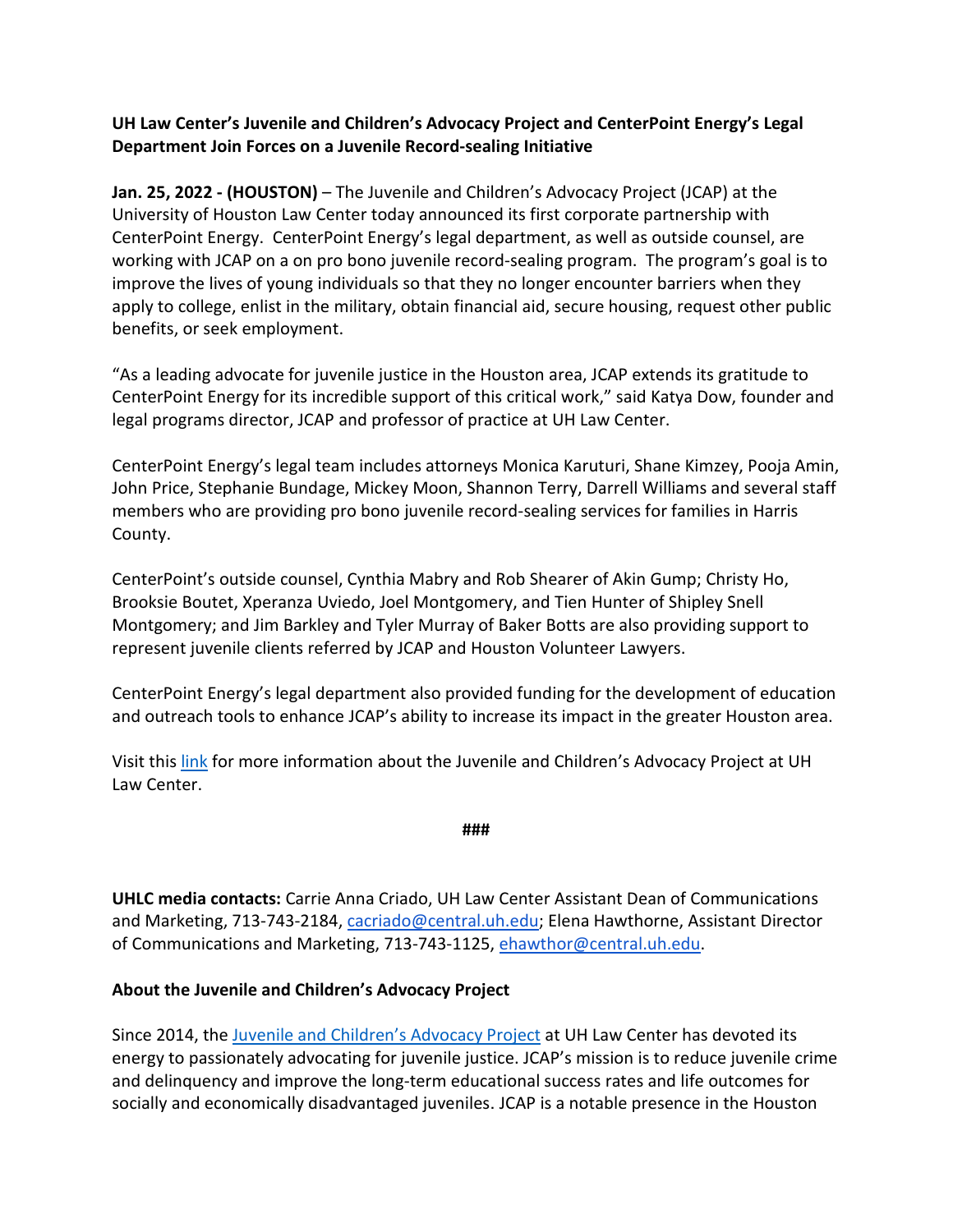**UH Law Center's Juvenile and Children's Advocacy Project and CenterPoint Energy's Legal Department Join Forces on a Juvenile Record-sealing Initiative**

**Jan. 25, 2022 - (HOUSTON)** – The Juvenile and Children's Advocacy Project (JCAP) at the University of Houston Law Center today announced its first corporate partnership with CenterPoint Energy. CenterPoint Energy's legal department, as well as outside counsel, are working with JCAP on a on pro bono juvenile record-sealing program. The program's goal is to improve the lives of young individuals so that they no longer encounter barriers when they apply to college, enlist in the military, obtain financial aid, secure housing, request other public benefits, or seek employment.

"As a leading advocate for juvenile justice in the Houston area, JCAP extends its gratitude to CenterPoint Energy for its incredible support of this critical work," said Katya Dow, founder and legal programs director, JCAP and professor of practice at UH Law Center.

CenterPoint Energy's legal team includes attorneys Monica Karuturi, Shane Kimzey, Pooja Amin, John Price, Stephanie Bundage, Mickey Moon, Shannon Terry, Darrell Williams and several staff members who are providing pro bono juvenile record-sealing services for families in Harris County.

CenterPoint's outside counsel, Cynthia Mabry and Rob Shearer of Akin Gump; Christy Ho, Brooksie Boutet, Xperanza Uviedo, Joel Montgomery, and Tien Hunter of Shipley Snell Montgomery; and Jim Barkley and Tyler Murray of Baker Botts are also providing support to represent juvenile clients referred by JCAP and Houston Volunteer Lawyers.

CenterPoint Energy's legal department also provided funding for the development of education and outreach tools to enhance JCAP's ability to increase its impact in the greater Houston area.

Visit this link for more information about the Juvenile and Children's Advocacy Project at UH Law Center.

###

**UHLC media contacts:** Carrie Anna Criado, UH Law Center Assistant Dean of Communications and Marketing, 713-743-2184, cacriado@central.uh.edu; Elena Hawthorne, Assistant Director of Communications and Marketing, 713-743-1125, ehawthor@central.uh.edu.

**About the Juvenile and Children's Advocacy Project**

Since 2014, the Juvenile and Children's Advocacy Project at UH Law Center has devoted its energy to passionately advocating for juvenile justice. JCAP's mission is to reduce juvenile crime and delinquency and improve the long-term educational success rates and life outcomes for socially and economically disadvantaged juveniles. JCAP is a notable presence in the Houston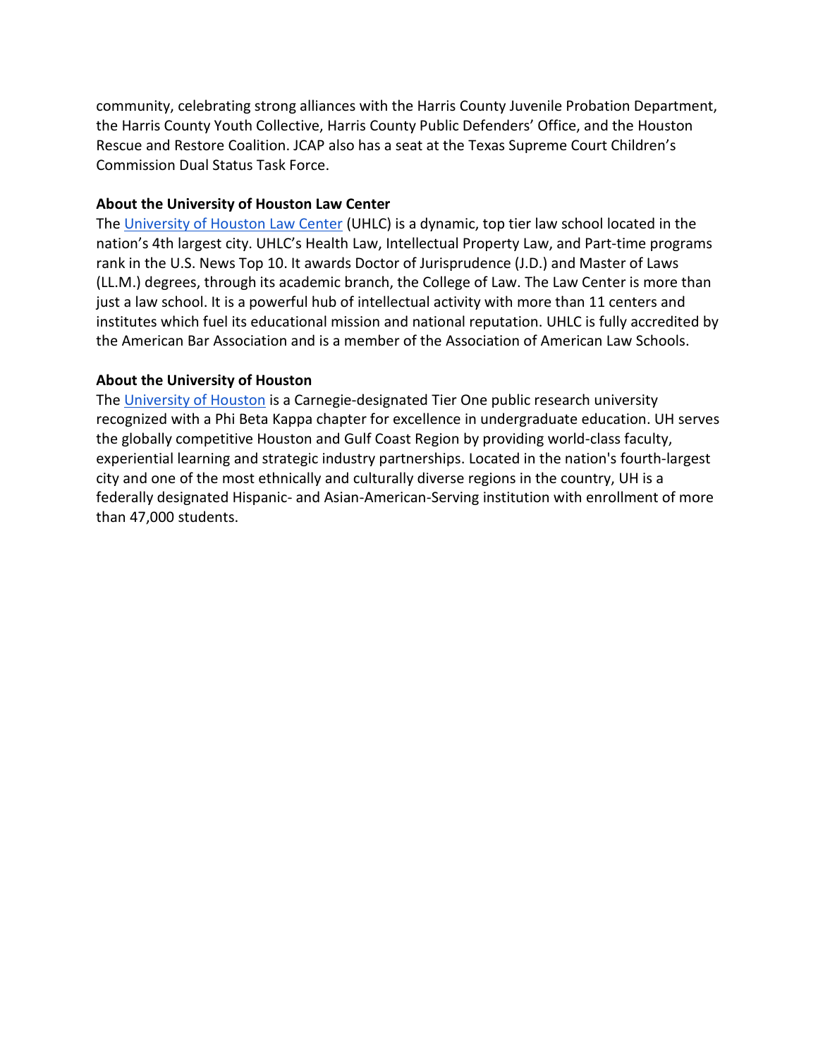community, celebrating strong alliances with the Harris County Juvenile Probation Department, the Harris County Youth Collective, Harris County Public Defenders' Office, and the Houston Rescue and Restore Coalition. JCAP also has a seat at the Texas Supreme Court Children's Commission Dual Status Task Force.

**About the University of Houston Law Center**

The University of Houston Law Center (UHLC) is a dynamic, top tier law school located in the nation's 4th largest city. UHLC's Health Law, Intellectual Property Law, and Part-time programs rank in the U.S. News Top 10. It awards Doctor of Jurisprudence (J.D.) and Master of Laws (LL.M.) degrees, through its academic branch, the College of Law. The Law Center is more than just a law school. It is a powerful hub of intellectual activity with more than 11 centers and institutes which fuel its educational mission and national reputation. UHLC is fully accredited by the American Bar Association and is a member of the Association of American Law Schools.

**About the University of Houston**

The University of Houston is a Carnegie-designated Tier One public research university recognized with a Phi Beta Kappa chapter for excellence in undergraduate education. UH serves the globally competitive Houston and Gulf Coast Region by providing world-class faculty, experiential learning and strategic industry partnerships. Located in the nation's fourth-largest city and one of the most ethnically and culturally diverse regions in the country, UH is a federally designated Hispanic- and Asian-American-Serving institution with enrollment of more than 47,000 students.